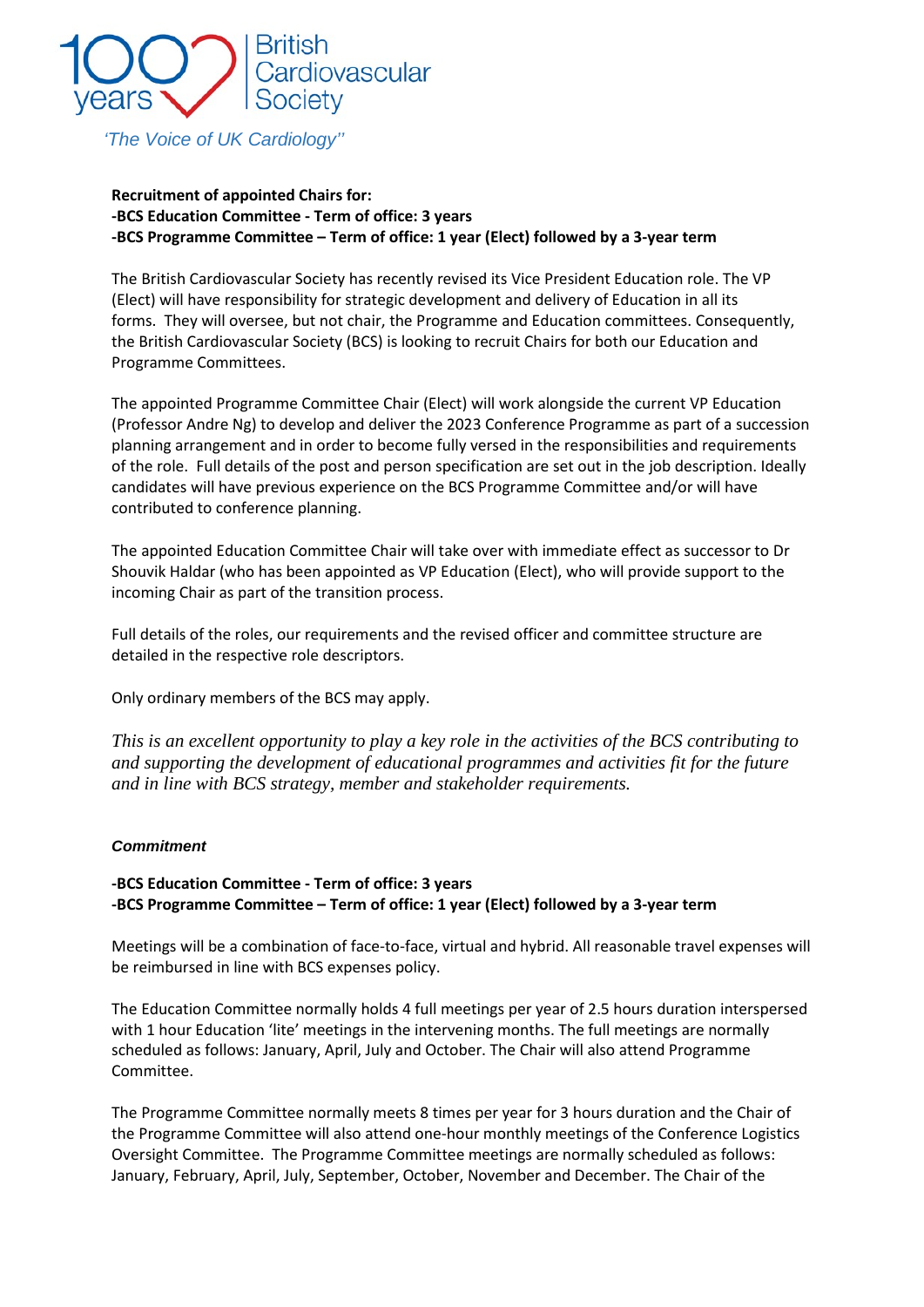100 years British Cardiovascular Society

*'The Voice of UK Cardiology''*

**Recruitment of appointed Chairs for:**
**-BCS Education Committee - Term of office: 3 years**
**-BCS Programme Committee – Term of office: 1 year (Elect) followed by a 3-year term**

The British Cardiovascular Society has recently revised its Vice President Education role. The VP (Elect) will have responsibility for strategic development and delivery of Education in all its forms. They will oversee, but not chair, the Programme and Education committees. Consequently, the British Cardiovascular Society (BCS) is looking to recruit Chairs for both our Education and Programme Committees.

The appointed Programme Committee Chair (Elect) will work alongside the current VP Education (Professor Andre Ng) to develop and deliver the 2023 Conference Programme as part of a succession planning arrangement and in order to become fully versed in the responsibilities and requirements of the role. Full details of the post and person specification are set out in the job description. Ideally candidates will have previous experience on the BCS Programme Committee and/or will have contributed to conference planning.

The appointed Education Committee Chair will take over with immediate effect as successor to Dr Shouvik Haldar (who has been appointed as VP Education (Elect), who will provide support to the incoming Chair as part of the transition process.

Full details of the roles, our requirements and the revised officer and committee structure are detailed in the respective role descriptors.

Only ordinary members of the BCS may apply.

*This is an excellent opportunity to play a key role in the activities of the BCS contributing to and supporting the development of educational programmes and activities fit for the future and in line with BCS strategy, member and stakeholder requirements.*

***Commitment***

**-BCS Education Committee - Term of office: 3 years**
**-BCS Programme Committee – Term of office: 1 year (Elect) followed by a 3-year term**

Meetings will be a combination of face-to-face, virtual and hybrid. All reasonable travel expenses will be reimbursed in line with BCS expenses policy.

The Education Committee normally holds 4 full meetings per year of 2.5 hours duration interspersed with 1 hour Education 'lite' meetings in the intervening months. The full meetings are normally scheduled as follows: January, April, July and October. The Chair will also attend Programme Committee.

The Programme Committee normally meets 8 times per year for 3 hours duration and the Chair of the Programme Committee will also attend one-hour monthly meetings of the Conference Logistics Oversight Committee. The Programme Committee meetings are normally scheduled as follows: January, February, April, July, September, October, November and December. The Chair of the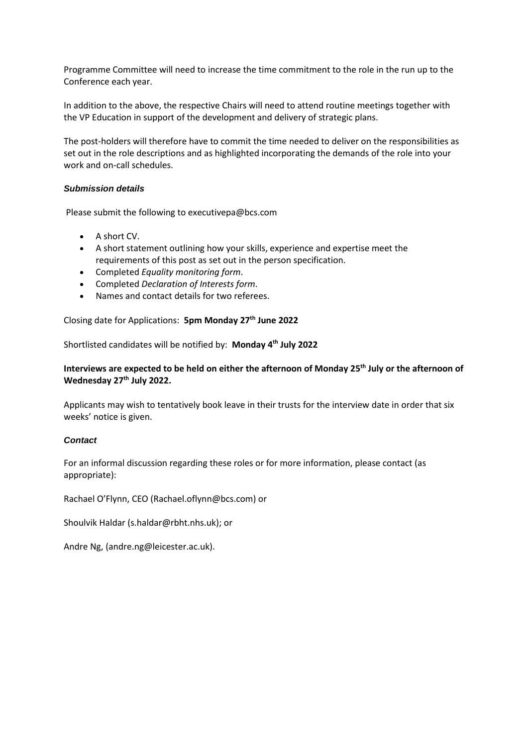Programme Committee will need to increase the time commitment to the role in the run up to the Conference each year.

In addition to the above, the respective Chairs will need to attend routine meetings together with the VP Education in support of the development and delivery of strategic plans.

The post-holders will therefore have to commit the time needed to deliver on the responsibilities as set out in the role descriptions and as highlighted incorporating the demands of the role into your work and on-call schedules.

### *Submission details*

Please submit the following to executivepa@bcs.com

- A short CV.
- A short statement outlining how your skills, experience and expertise meet the requirements of this post as set out in the person specification.
- Completed *Equality monitoring form*.
- Completed *Declaration of Interests form*.
- Names and contact details for two referees.

Closing date for Applications: **5pm Monday 27th June 2022**

Shortlisted candidates will be notified by: **Monday 4th July 2022**

**Interviews are expected to be held on either the afternoon of Monday 25th July or the afternoon of Wednesday 27th July 2022.**

Applicants may wish to tentatively book leave in their trusts for the interview date in order that six weeks' notice is given.

### *Contact*

For an informal discussion regarding these roles or for more information, please contact (as appropriate):

Rachael O'Flynn, CEO (Rachael.oflynn@bcs.com) or

Shoulvik Haldar (s.haldar@rbht.nhs.uk); or

Andre Ng, (andre.ng@leicester.ac.uk).